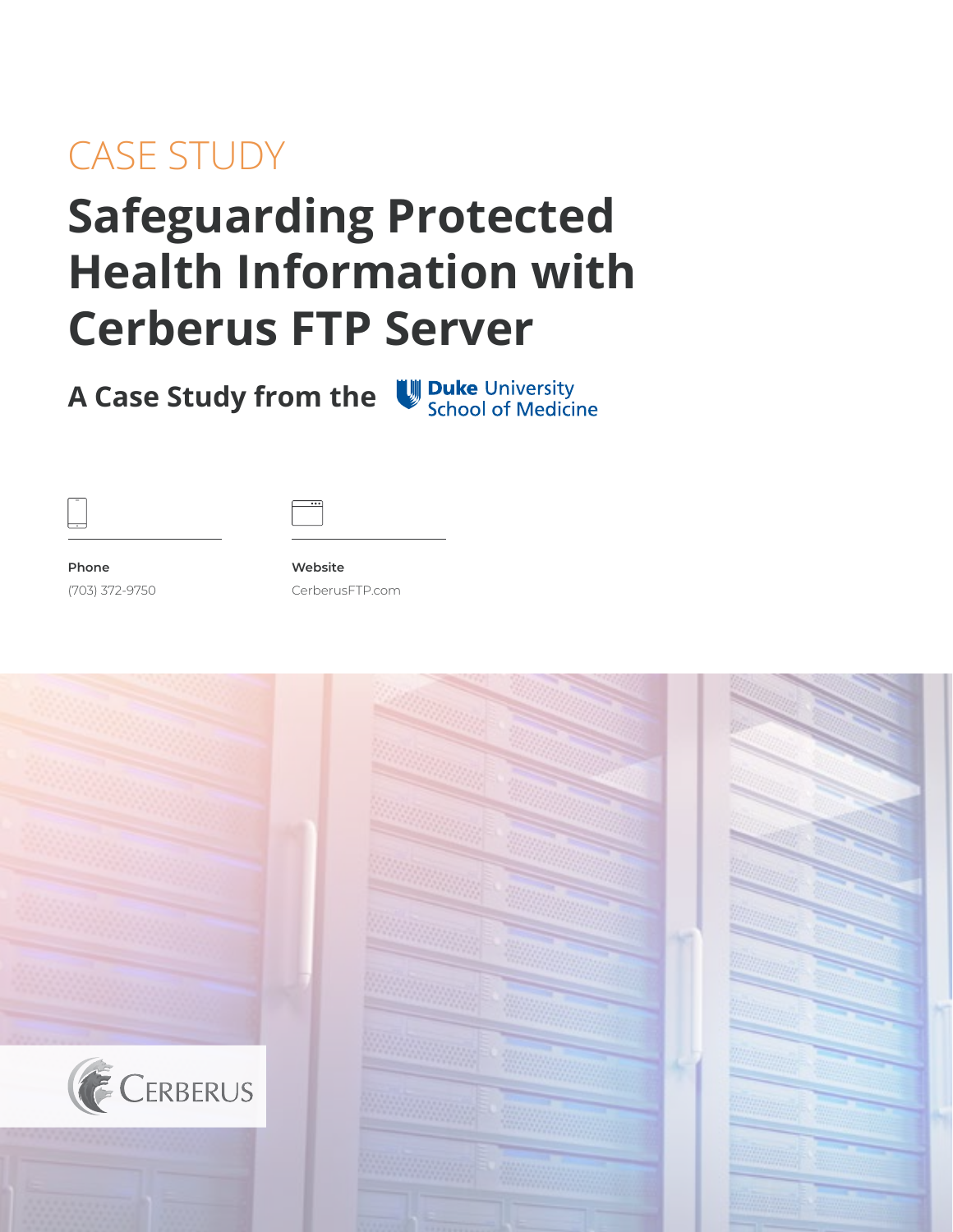CASE STUDY

# Safeguarding Protected Health Information with Cerberus FTP Server

## A Case Study from the Duke University School of Medicine

**Phone**

(703) 372-9750

**Website**

CerberusFTP.com

CERBERUS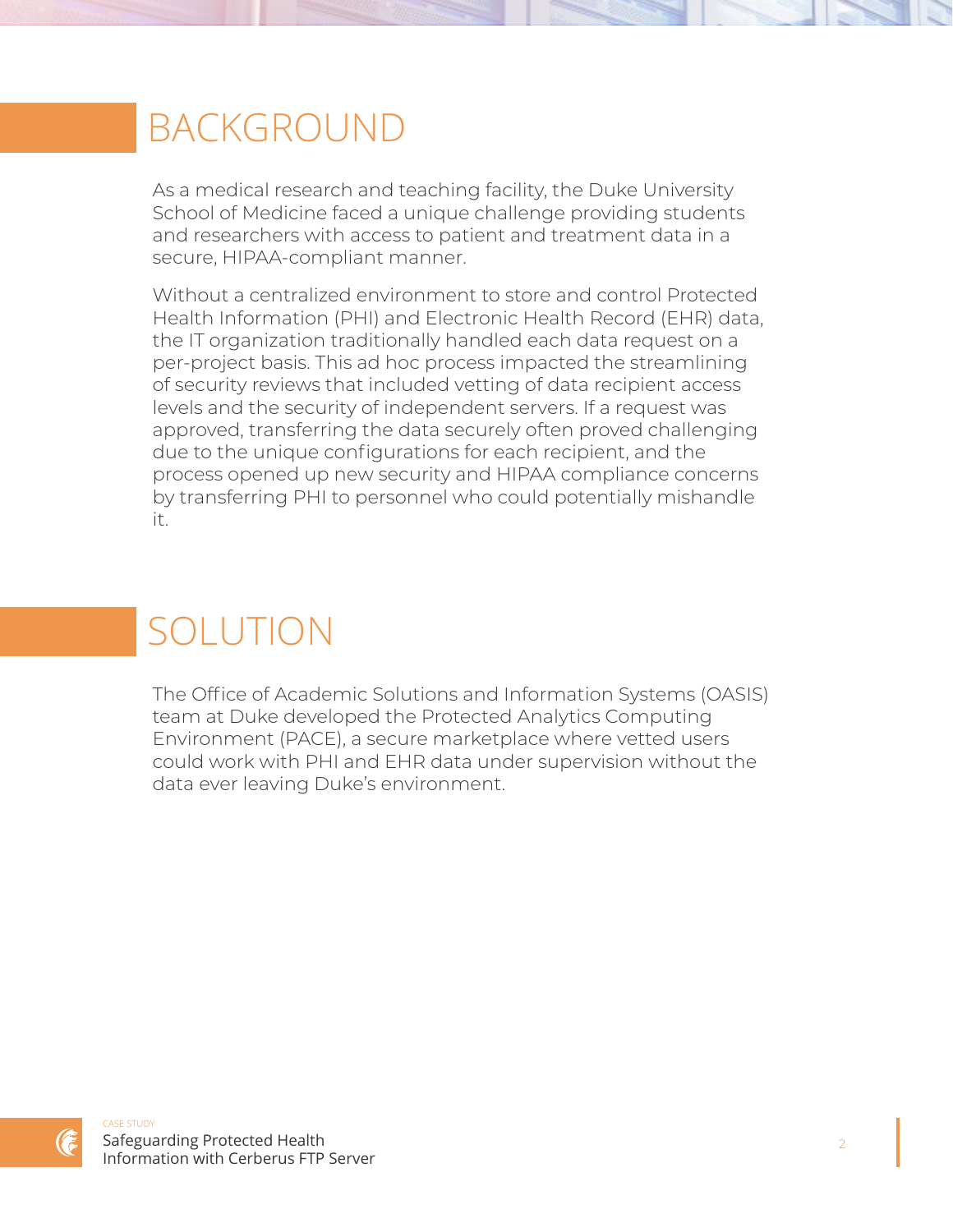# BACKGROUND

As a medical research and teaching facility, the Duke University School of Medicine faced a unique challenge providing students and researchers with access to patient and treatment data in a secure, HIPAA-compliant manner.

Without a centralized environment to store and control Protected Health Information (PHI) and Electronic Health Record (EHR) data, the IT organization traditionally handled each data request on a per-project basis. This ad hoc process impacted the streamlining of security reviews that included vetting of data recipient access levels and the security of independent servers. If a request was approved, transferring the data securely often proved challenging due to the unique configurations for each recipient, and the process opened up new security and HIPAA compliance concerns by transferring PHI to personnel who could potentially mishandle it.

# SOLUTION

The Office of Academic Solutions and Information Systems (OASIS) team at Duke developed the Protected Analytics Computing Environment (PACE), a secure marketplace where vetted users could work with PHI and EHR data under supervision without the data ever leaving Duke's environment.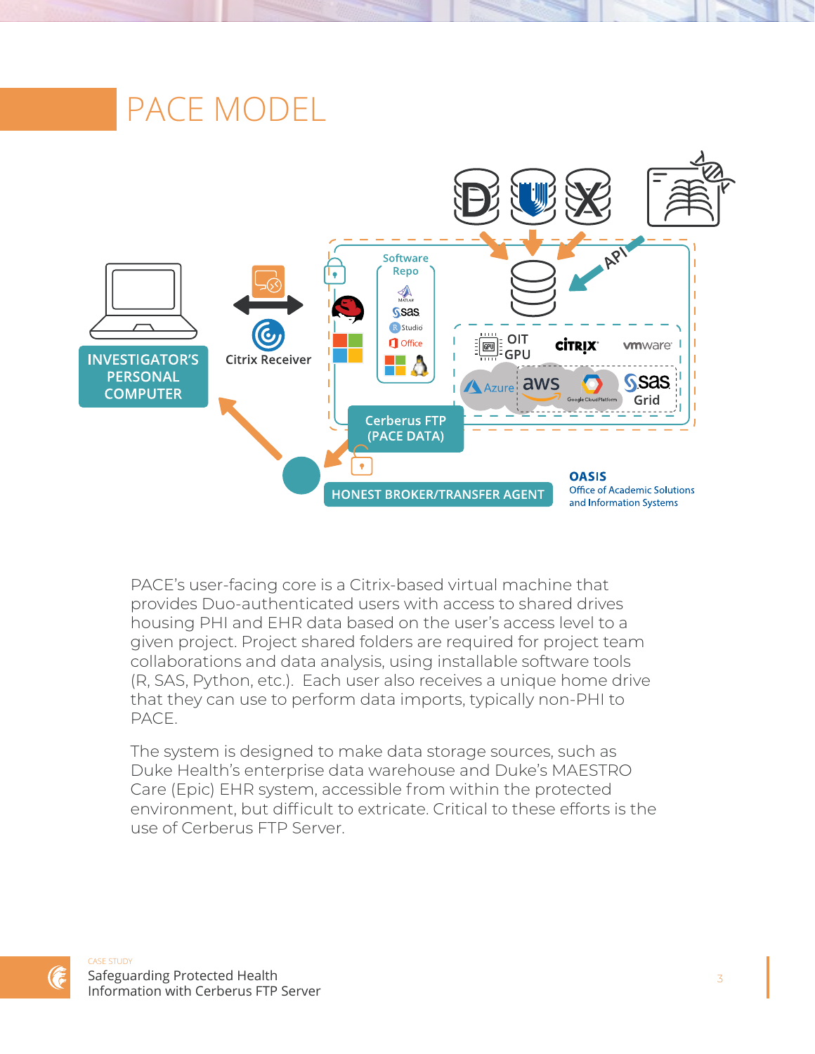# PACE MODEL

PACE's user-facing core is a Citrix-based virtual machine that provides Duo-authenticated users with access to shared drives housing PHI and EHR data based on the user's access level to a given project. Project shared folders are required for project team collaborations and data analysis, using installable software tools (R, SAS, Python, etc.). Each user also receives a unique home drive that they can use to perform data imports, typically non-PHI to PACE.

The system is designed to make data storage sources, such as Duke Health's enterprise data warehouse and Duke's MAESTRO Care (Epic) EHR system, accessible from within the protected environment, but difficult to extricate. Critical to these efforts is the use of Cerberus FTP Server.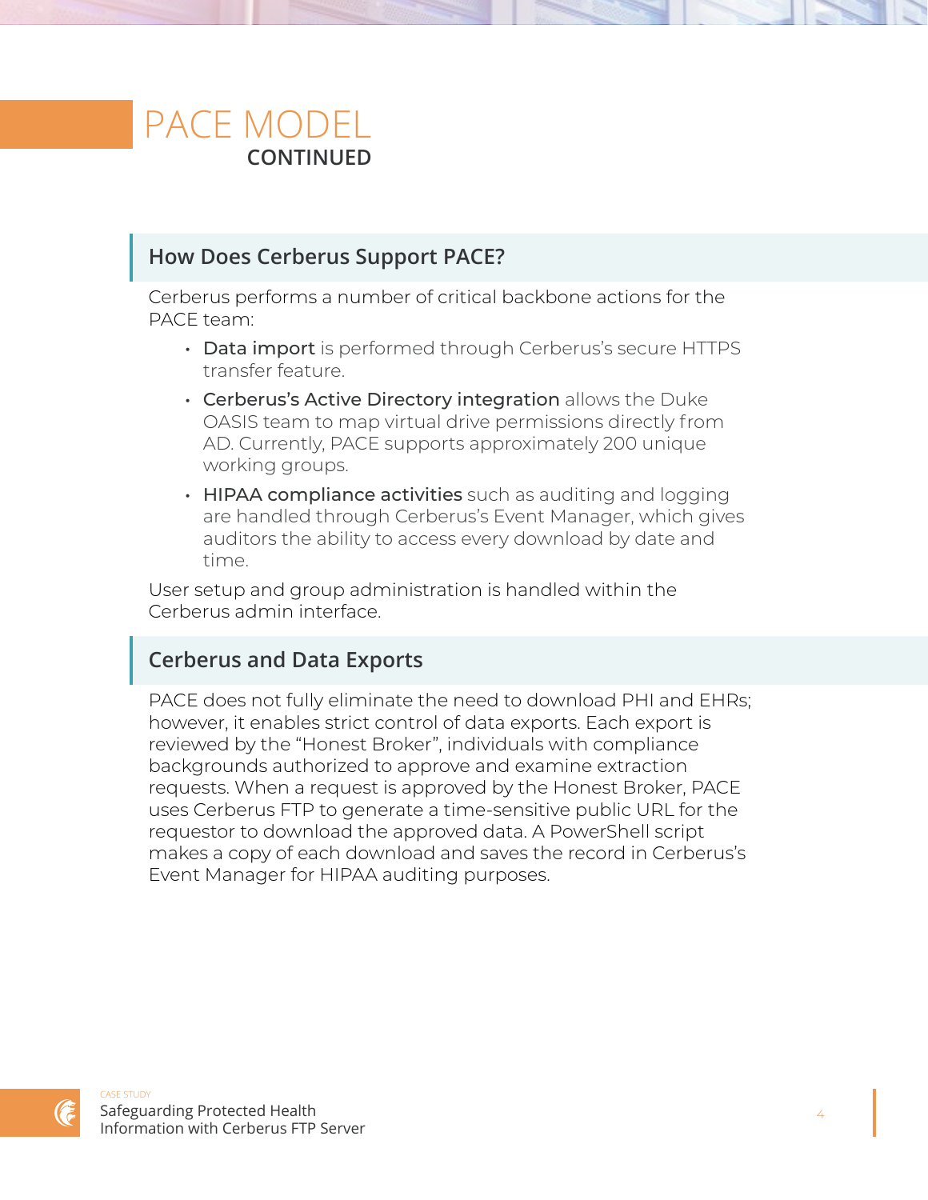# PACE MODEL
**CONTINUED**

## How Does Cerberus Support PACE?

Cerberus performs a number of critical backbone actions for the PACE team:

- **Data import** is performed through Cerberus's secure HTTPS transfer feature.
- **Cerberus's Active Directory integration** allows the Duke OASIS team to map virtual drive permissions directly from AD. Currently, PACE supports approximately 200 unique working groups.
- **HIPAA compliance activities** such as auditing and logging are handled through Cerberus's Event Manager, which gives auditors the ability to access every download by date and time.

User setup and group administration is handled within the Cerberus admin interface.

## Cerberus and Data Exports

PACE does not fully eliminate the need to download PHI and EHRs; however, it enables strict control of data exports. Each export is reviewed by the "Honest Broker", individuals with compliance backgrounds authorized to approve and examine extraction requests. When a request is approved by the Honest Broker, PACE uses Cerberus FTP to generate a time-sensitive public URL for the requestor to download the approved data. A PowerShell script makes a copy of each download and saves the record in Cerberus's Event Manager for HIPAA auditing purposes.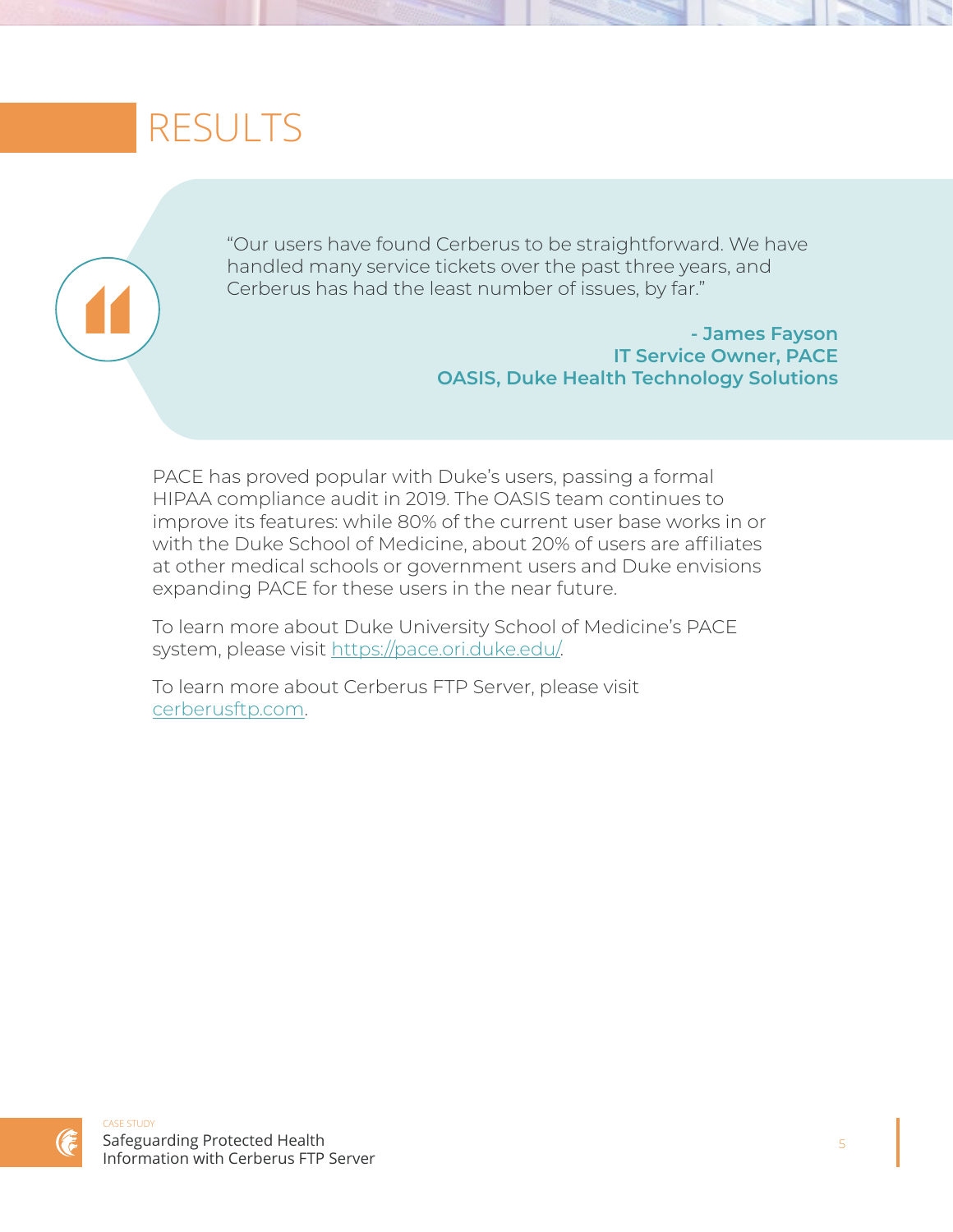# RESULTS

> "Our users have found Cerberus to be straightforward. We have handled many service tickets over the past three years, and Cerberus has had the least number of issues, by far."
>
> **- James Fayson**
> **IT Service Owner, PACE**
> **OASIS, Duke Health Technology Solutions**

PACE has proved popular with Duke's users, passing a formal HIPAA compliance audit in 2019. The OASIS team continues to improve its features: while 80% of the current user base works in or with the Duke School of Medicine, about 20% of users are affiliates at other medical schools or government users and Duke envisions expanding PACE for these users in the near future.

To learn more about Duke University School of Medicine's PACE system, please visit [https://pace.ori.duke.edu/](https://pace.ori.duke.edu/).

To learn more about Cerberus FTP Server, please visit [cerberusftp.com](cerberusftp.com).